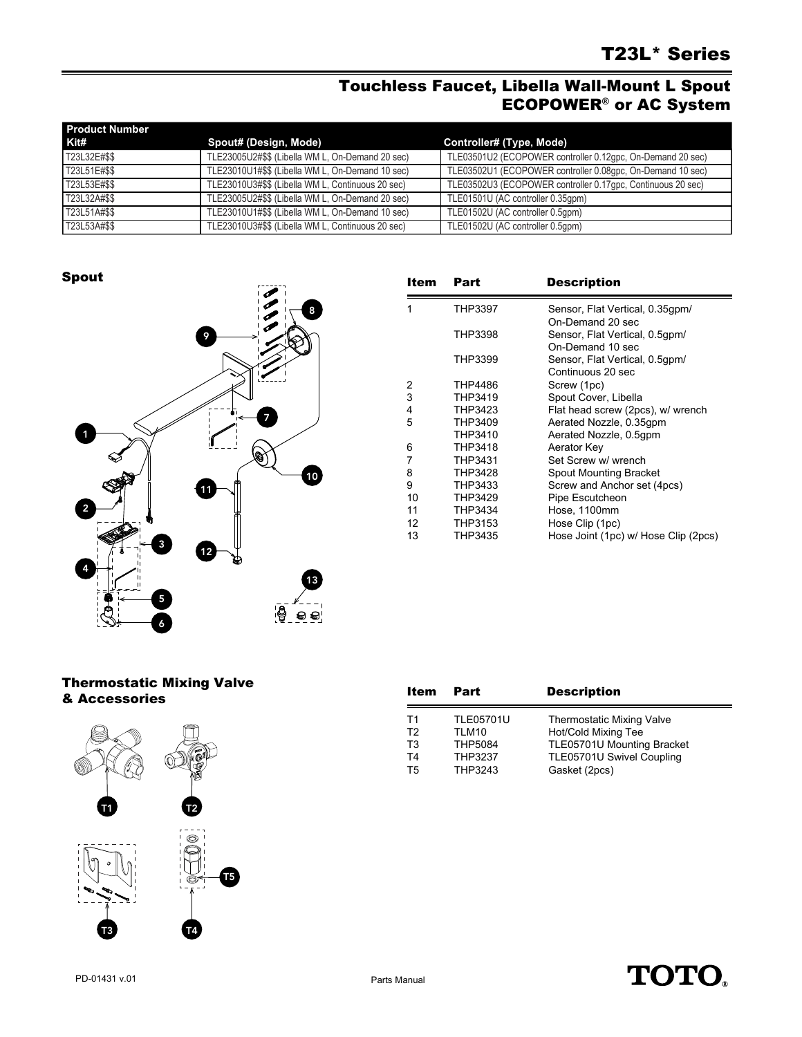# T23L* Series

## Touchless Faucet, Libella Wall-Mount L Spout ECOPOWER® or AC System

| Product Number Kit# | Spout# (Design, Mode) | Controller# (Type, Mode) |
|---|---|---|
| T23L32E#$$ | TLE23005U2#$$ (Libella WM L, On-Demand 20 sec) | TLE03501U2 (ECOPOWER controller 0.12gpc, On-Demand 20 sec) |
| T23L51E#$$ | TLE23010U1#$$ (Libella WM L, On-Demand 10 sec) | TLE03502U1 (ECOPOWER controller 0.08gpc, On-Demand 10 sec) |
| T23L53E#$$ | TLE23010U3#$$ (Libella WM L, Continuous 20 sec) | TLE03502U3 (ECOPOWER controller 0.17gpc, Continuous 20 sec) |
| T23L32A#$$ | TLE23005U2#$$ (Libella WM L, On-Demand 20 sec) | TLE01501U (AC controller 0.35gpm) |
| T23L51A#$$ | TLE23010U1#$$ (Libella WM L, On-Demand 10 sec) | TLE01502U (AC controller 0.5gpm) |
| T23L53A#$$ | TLE23010U3#$$ (Libella WM L, Continuous 20 sec) | TLE01502U (AC controller 0.5gpm) |

### Spout

| Item | Part | Description |
|---|---|---|
| 1 | THP3397 | Sensor, Flat Vertical, 0.35gpm/ On-Demand 20 sec |
| | THP3398 | Sensor, Flat Vertical, 0.5gpm/ On-Demand 10 sec |
| | THP3399 | Sensor, Flat Vertical, 0.5gpm/ Continuous 20 sec |
| 2 | THP4486 | Screw (1pc) |
| 3 | THP3419 | Spout Cover, Libella |
| 4 | THP3423 | Flat head screw (2pcs), w/ wrench |
| 5 | THP3409 | Aerated Nozzle, 0.35gpm |
| | THP3410 | Aerated Nozzle, 0.5gpm |
| 6 | THP3418 | Aerator Key |
| 7 | THP3431 | Set Screw w/ wrench |
| 8 | THP3428 | Spout Mounting Bracket |
| 9 | THP3433 | Screw and Anchor set (4pcs) |
| 10 | THP3429 | Pipe Escutcheon |
| 11 | THP3434 | Hose, 1100mm |
| 12 | THP3153 | Hose Clip (1pc) |
| 13 | THP3435 | Hose Joint (1pc) w/ Hose Clip (2pcs) |

### Thermostatic Mixing Valve & Accessories

| Item | Part | Description |
|---|---|---|
| T1 | TLE05701U | Thermostatic Mixing Valve |
| T2 | TLM10 | Hot/Cold Mixing Tee |
| T3 | THP5084 | TLE05701U Mounting Bracket |
| T4 | THP3237 | TLE05701U Swivel Coupling |
| T5 | THP3243 | Gasket (2pcs) |

PD-01431 v.01

Parts Manual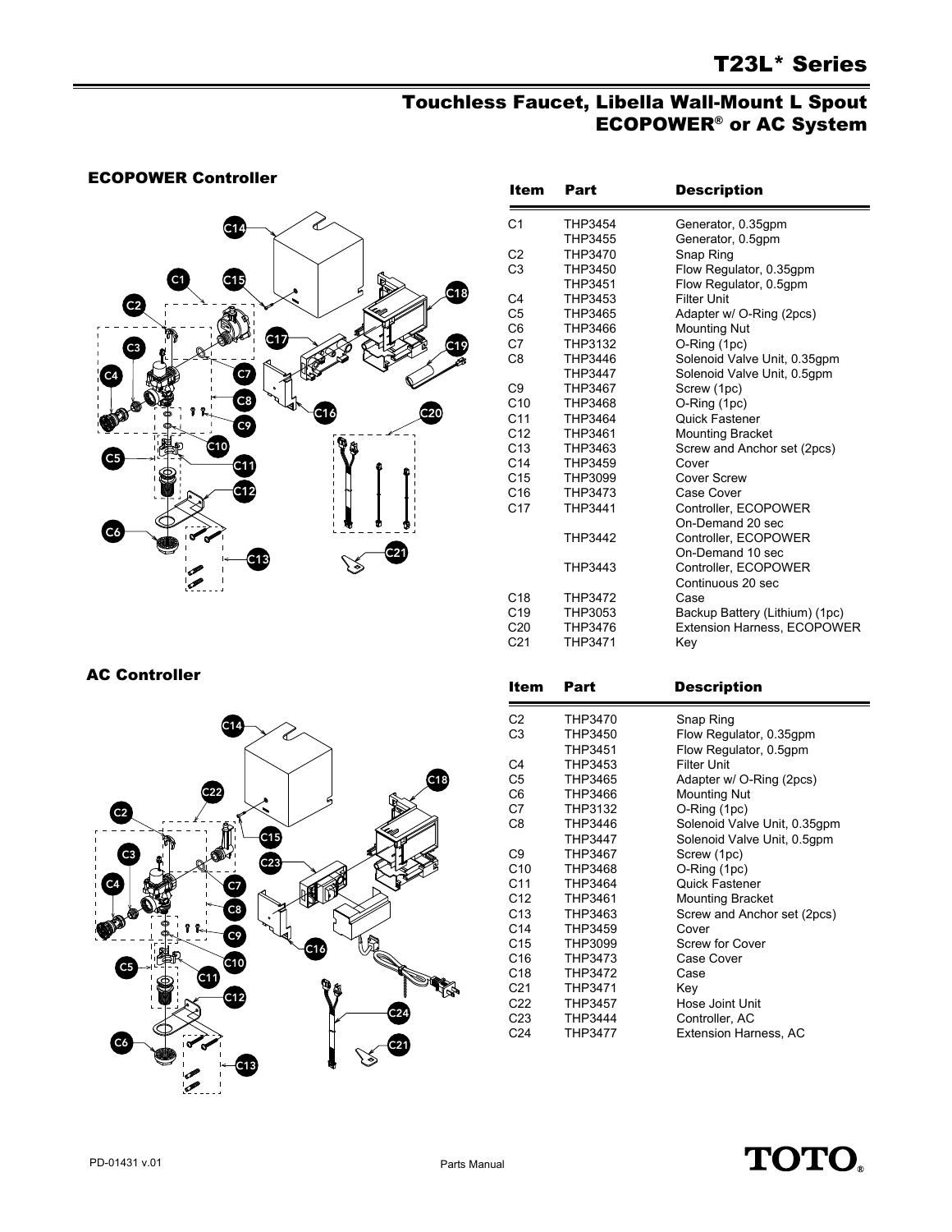# T23L* Series

## Touchless Faucet, Libella Wall-Mount L Spout ECOPOWER® or AC System

### ECOPOWER Controller

| Item | Part | Description |
|---|---|---|
| C1 | THP3454 | Generator, 0.35gpm |
| | THP3455 | Generator, 0.5gpm |
| C2 | THP3470 | Snap Ring |
| C3 | THP3450 | Flow Regulator, 0.35gpm |
| | THP3451 | Flow Regulator, 0.5gpm |
| C4 | THP3453 | Filter Unit |
| C5 | THP3465 | Adapter w/ O-Ring (2pcs) |
| C6 | THP3466 | Mounting Nut |
| C7 | THP3132 | O-Ring (1pc) |
| C8 | THP3446 | Solenoid Valve Unit, 0.35gpm |
| | THP3447 | Solenoid Valve Unit, 0.5gpm |
| C9 | THP3467 | Screw (1pc) |
| C10 | THP3468 | O-Ring (1pc) |
| C11 | THP3464 | Quick Fastener |
| C12 | THP3461 | Mounting Bracket |
| C13 | THP3463 | Screw and Anchor set (2pcs) |
| C14 | THP3459 | Cover |
| C15 | THP3099 | Cover Screw |
| C16 | THP3473 | Case Cover |
| C17 | THP3441 | Controller, ECOPOWER On-Demand 20 sec |
| | THP3442 | Controller, ECOPOWER On-Demand 10 sec |
| | THP3443 | Controller, ECOPOWER Continuous 20 sec |
| C18 | THP3472 | Case |
| C19 | THP3053 | Backup Battery (Lithium) (1pc) |
| C20 | THP3476 | Extension Harness, ECOPOWER |
| C21 | THP3471 | Key |

### AC Controller

| Item | Part | Description |
|---|---|---|
| C2 | THP3470 | Snap Ring |
| C3 | THP3450 | Flow Regulator, 0.35gpm |
| | THP3451 | Flow Regulator, 0.5gpm |
| C4 | THP3453 | Filter Unit |
| C5 | THP3465 | Adapter w/ O-Ring (2pcs) |
| C6 | THP3466 | Mounting Nut |
| C7 | THP3132 | O-Ring (1pc) |
| C8 | THP3446 | Solenoid Valve Unit, 0.35gpm |
| | THP3447 | Solenoid Valve Unit, 0.5gpm |
| C9 | THP3467 | Screw (1pc) |
| C10 | THP3468 | O-Ring (1pc) |
| C11 | THP3464 | Quick Fastener |
| C12 | THP3461 | Mounting Bracket |
| C13 | THP3463 | Screw and Anchor set (2pcs) |
| C14 | THP3459 | Cover |
| C15 | THP3099 | Screw for Cover |
| C16 | THP3473 | Case Cover |
| C18 | THP3472 | Case |
| C21 | THP3471 | Key |
| C22 | THP3457 | Hose Joint Unit |
| C23 | THP3444 | Controller, AC |
| C24 | THP3477 | Extension Harness, AC |

PD-01431 v.01

Parts Manual